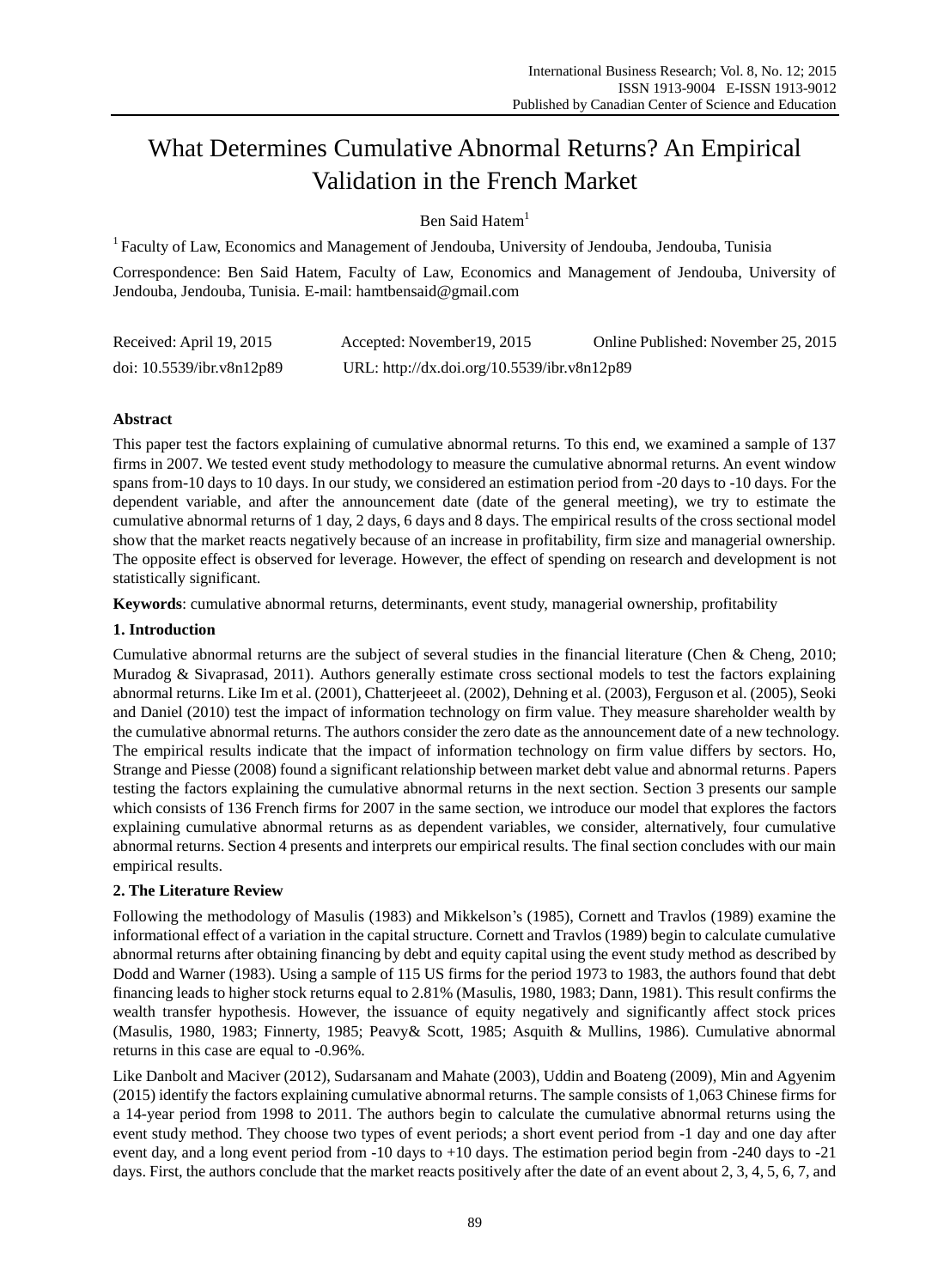# What Determines Cumulative Abnormal Returns? An Empirical Validation in the French Market

Ben Said Hatem[1]

[1] Faculty of Law, Economics and Management of Jendouba, University of Jendouba, Jendouba, Tunisia

Correspondence: Ben Said Hatem, Faculty of Law, Economics and Management of Jendouba, University of Jendouba, Jendouba, Tunisia. E-mail: hamtbensaid@gmail.com

| Received: April 19, 2015 | Accepted: November19, 2015 | Online Published: November 25, 2015 |
|---|---|---|
| doi: 10.5539/ibr.v8n12p89 | URL: http://dx.doi.org/10.5539/ibr.v8n12p89 | |

## Abstract

This paper test the factors explaining of cumulative abnormal returns. To this end, we examined a sample of 137 firms in 2007. We tested event study methodology to measure the cumulative abnormal returns. An event window spans from-10 days to 10 days. In our study, we considered an estimation period from -20 days to -10 days. For the dependent variable, and after the announcement date (date of the general meeting), we try to estimate the cumulative abnormal returns of 1 day, 2 days, 6 days and 8 days. The empirical results of the cross sectional model show that the market reacts negatively because of an increase in profitability, firm size and managerial ownership. The opposite effect is observed for leverage. However, the effect of spending on research and development is not statistically significant.

**Keywords**: cumulative abnormal returns, determinants, event study, managerial ownership, profitability

## 1. Introduction

Cumulative abnormal returns are the subject of several studies in the financial literature (Chen & Cheng, 2010; Muradog & Sivaprasad, 2011). Authors generally estimate cross sectional models to test the factors explaining abnormal returns. Like Im et al. (2001), Chatterjeeet al. (2002), Dehning et al. (2003), Ferguson et al. (2005), Seoki and Daniel (2010) test the impact of information technology on firm value. They measure shareholder wealth by the cumulative abnormal returns. The authors consider the zero date as the announcement date of a new technology. The empirical results indicate that the impact of information technology on firm value differs by sectors. Ho, Strange and Piesse (2008) found a significant relationship between market debt value and abnormal returns. Papers testing the factors explaining the cumulative abnormal returns in the next section. Section 3 presents our sample which consists of 136 French firms for 2007 in the same section, we introduce our model that explores the factors explaining cumulative abnormal returns as as dependent variables, we consider, alternatively, four cumulative abnormal returns. Section 4 presents and interprets our empirical results. The final section concludes with our main empirical results.

## 2. The Literature Review

Following the methodology of Masulis (1983) and Mikkelson's (1985), Cornett and Travlos (1989) examine the informational effect of a variation in the capital structure. Cornett and Travlos (1989) begin to calculate cumulative abnormal returns after obtaining financing by debt and equity capital using the event study method as described by Dodd and Warner (1983). Using a sample of 115 US firms for the period 1973 to 1983, the authors found that debt financing leads to higher stock returns equal to 2.81% (Masulis, 1980, 1983; Dann, 1981). This result confirms the wealth transfer hypothesis. However, the issuance of equity negatively and significantly affect stock prices (Masulis, 1980, 1983; Finnerty, 1985; Peavy& Scott, 1985; Asquith & Mullins, 1986). Cumulative abnormal returns in this case are equal to -0.96%.

Like Danbolt and Maciver (2012), Sudarsanam and Mahate (2003), Uddin and Boateng (2009), Min and Agyenim (2015) identify the factors explaining cumulative abnormal returns. The sample consists of 1,063 Chinese firms for a 14-year period from 1998 to 2011. The authors begin to calculate the cumulative abnormal returns using the event study method. They choose two types of event periods; a short event period from -1 day and one day after event day, and a long event period from -10 days to +10 days. The estimation period begin from -240 days to -21 days. First, the authors conclude that the market reacts positively after the date of an event about 2, 3, 4, 5, 6, 7, and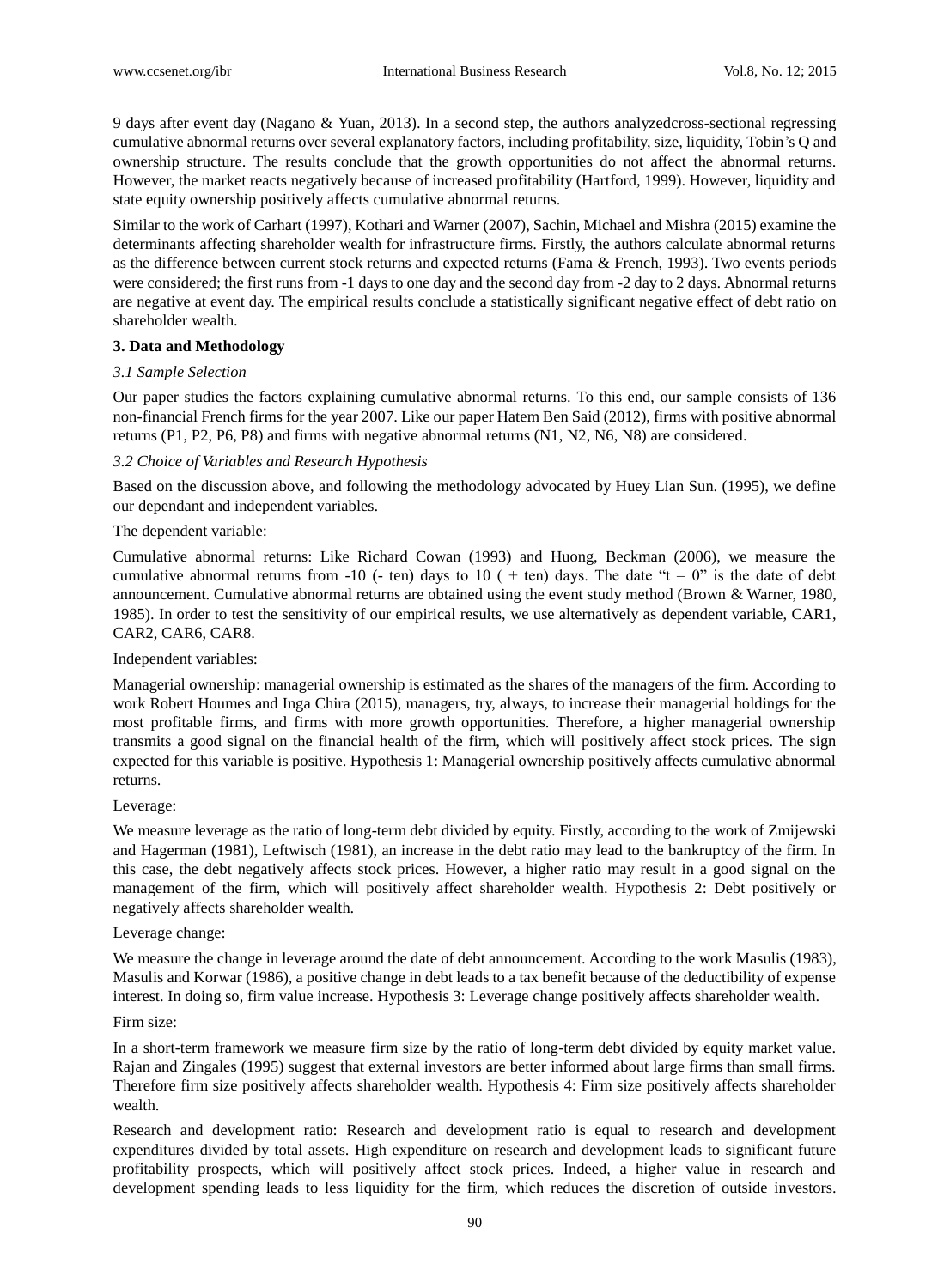9 days after event day (Nagano & Yuan, 2013). In a second step, the authors analyzedcross-sectional regressing cumulative abnormal returns over several explanatory factors, including profitability, size, liquidity, Tobin's Q and ownership structure. The results conclude that the growth opportunities do not affect the abnormal returns. However, the market reacts negatively because of increased profitability (Hartford, 1999). However, liquidity and state equity ownership positively affects cumulative abnormal returns.

Similar to the work of Carhart (1997), Kothari and Warner (2007), Sachin, Michael and Mishra (2015) examine the determinants affecting shareholder wealth for infrastructure firms. Firstly, the authors calculate abnormal returns as the difference between current stock returns and expected returns (Fama & French, 1993). Two events periods were considered; the first runs from -1 days to one day and the second day from -2 day to 2 days. Abnormal returns are negative at event day. The empirical results conclude a statistically significant negative effect of debt ratio on shareholder wealth.

## 3. Data and Methodology

### *3.1 Sample Selection*

Our paper studies the factors explaining cumulative abnormal returns. To this end, our sample consists of 136 non-financial French firms for the year 2007. Like our paper Hatem Ben Said (2012), firms with positive abnormal returns (P1, P2, P6, P8) and firms with negative abnormal returns (N1, N2, N6, N8) are considered.

### *3.2 Choice of Variables and Research Hypothesis*

Based on the discussion above, and following the methodology advocated by Huey Lian Sun. (1995), we define our dependant and independent variables.

The dependent variable:

Cumulative abnormal returns: Like Richard Cowan (1993) and Huong, Beckman (2006), we measure the cumulative abnormal returns from -10 (- ten) days to 10 ( + ten) days. The date "t = 0" is the date of debt announcement. Cumulative abnormal returns are obtained using the event study method (Brown & Warner, 1980, 1985). In order to test the sensitivity of our empirical results, we use alternatively as dependent variable, CAR1, CAR2, CAR6, CAR8.

Independent variables:

Managerial ownership: managerial ownership is estimated as the shares of the managers of the firm. According to work Robert Houmes and Inga Chira (2015), managers, try, always, to increase their managerial holdings for the most profitable firms, and firms with more growth opportunities. Therefore, a higher managerial ownership transmits a good signal on the financial health of the firm, which will positively affect stock prices. The sign expected for this variable is positive. Hypothesis 1: Managerial ownership positively affects cumulative abnormal returns.

Leverage:

We measure leverage as the ratio of long-term debt divided by equity. Firstly, according to the work of Zmijewski and Hagerman (1981), Leftwisch (1981), an increase in the debt ratio may lead to the bankruptcy of the firm. In this case, the debt negatively affects stock prices. However, a higher ratio may result in a good signal on the management of the firm, which will positively affect shareholder wealth. Hypothesis 2: Debt positively or negatively affects shareholder wealth.

Leverage change:

We measure the change in leverage around the date of debt announcement. According to the work Masulis (1983), Masulis and Korwar (1986), a positive change in debt leads to a tax benefit because of the deductibility of expense interest. In doing so, firm value increase. Hypothesis 3: Leverage change positively affects shareholder wealth.

Firm size:

In a short-term framework we measure firm size by the ratio of long-term debt divided by equity market value. Rajan and Zingales (1995) suggest that external investors are better informed about large firms than small firms. Therefore firm size positively affects shareholder wealth. Hypothesis 4: Firm size positively affects shareholder wealth.

Research and development ratio: Research and development ratio is equal to research and development expenditures divided by total assets. High expenditure on research and development leads to significant future profitability prospects, which will positively affect stock prices. Indeed, a higher value in research and development spending leads to less liquidity for the firm, which reduces the discretion of outside investors.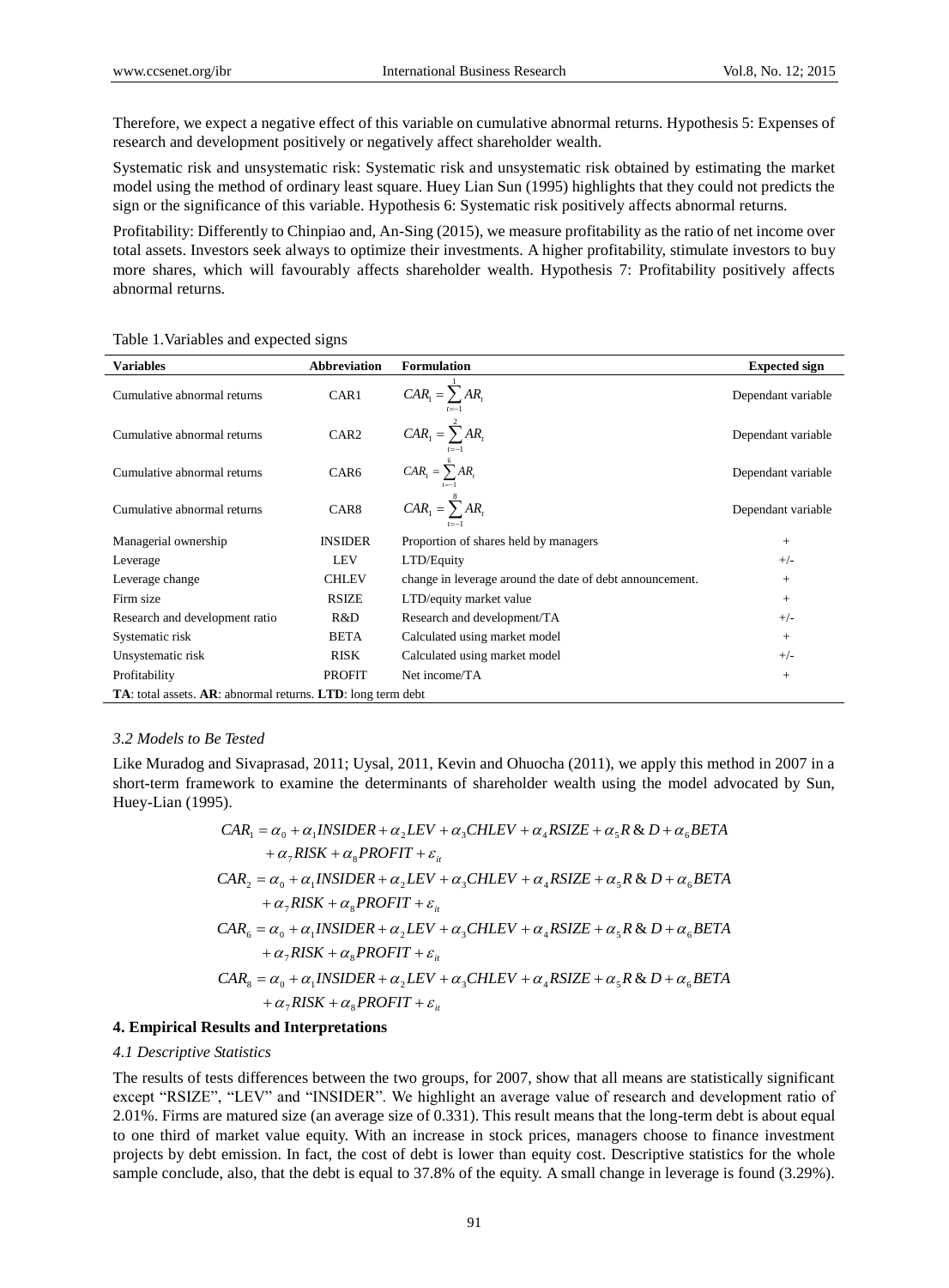Therefore, we expect a negative effect of this variable on cumulative abnormal returns. Hypothesis 5: Expenses of research and development positively or negatively affect shareholder wealth.

Systematic risk and unsystematic risk: Systematic risk and unsystematic risk obtained by estimating the market model using the method of ordinary least square. Huey Lian Sun (1995) highlights that they could not predicts the sign or the significance of this variable. Hypothesis 6: Systematic risk positively affects abnormal returns.

Profitability: Differently to Chinpiao and, An-Sing (2015), we measure profitability as the ratio of net income over total assets. Investors seek always to optimize their investments. A higher profitability, stimulate investors to buy more shares, which will favourably affects shareholder wealth. Hypothesis 7: Profitability positively affects abnormal returns.

Table 1.Variables and expected signs

| Variables | Abbreviation | Formulation | Expected sign |
|---|---|---|---|
| Cumulative abnormal returns | CAR1 | $CAR_1 = \sum_{t=-1}^{1} AR_t$ | Dependant variable |
| Cumulative abnormal returns | CAR2 | $CAR_1 = \sum_{t=-1}^{2} AR_t$ | Dependant variable |
| Cumulative abnormal returns | CAR6 | $CAR_1 = \sum_{t=-1}^{6} AR_t$ | Dependant variable |
| Cumulative abnormal returns | CAR8 | $CAR_1 = \sum_{t=-1}^{8} AR_t$ | Dependant variable |
| Managerial ownership | INSIDER | Proportion of shares held by managers | + |
| Leverage | LEV | LTD/Equity | +/- |
| Leverage change | CHLEV | change in leverage around the date of debt announcement. | + |
| Firm size | RSIZE | LTD/equity market value | + |
| Research and development ratio | R&D | Research and development/TA | +/- |
| Systematic risk | BETA | Calculated using market model | + |
| Unsystematic risk | RISK | Calculated using market model | +/- |
| Profitability | PROFIT | Net income/TA | + |

**TA**: total assets. **AR**: abnormal returns. **LTD**: long term debt

### 3.2 Models to Be Tested

Like Muradog and Sivaprasad, 2011; Uysal, 2011, Kevin and Ohuocha (2011), we apply this method in 2007 in a short-term framework to examine the determinants of shareholder wealth using the model advocated by Sun, Huey-Lian (1995).

$$CAR_1 = \alpha_0 + \alpha_1 INSIDER + \alpha_2 LEV + \alpha_3 CHLEV + \alpha_4 RSIZE + \alpha_5 R\&D + \alpha_6 BETA + \alpha_7 RISK + \alpha_8 PROFIT + \varepsilon_{it}$$

$$CAR_2 = \alpha_0 + \alpha_1 INSIDER + \alpha_2 LEV + \alpha_3 CHLEV + \alpha_4 RSIZE + \alpha_5 R\&D + \alpha_6 BETA + \alpha_7 RISK + \alpha_8 PROFIT + \varepsilon_{it}$$

$$CAR_6 = \alpha_0 + \alpha_1 INSIDER + \alpha_2 LEV + \alpha_3 CHLEV + \alpha_4 RSIZE + \alpha_5 R\&D + \alpha_6 BETA + \alpha_7 RISK + \alpha_8 PROFIT + \varepsilon_{it}$$

$$CAR_8 = \alpha_0 + \alpha_1 INSIDER + \alpha_2 LEV + \alpha_3 CHLEV + \alpha_4 RSIZE + \alpha_5 R\&D + \alpha_6 BETA + \alpha_7 RISK + \alpha_8 PROFIT + \varepsilon_{it}$$

## 4. Empirical Results and Interpretations

### 4.1 Descriptive Statistics

The results of tests differences between the two groups, for 2007, show that all means are statistically significant except "RSIZE", "LEV" and "INSIDER". We highlight an average value of research and development ratio of 2.01%. Firms are matured size (an average size of 0.331). This result means that the long-term debt is about equal to one third of market value equity. With an increase in stock prices, managers choose to finance investment projects by debt emission. In fact, the cost of debt is lower than equity cost. Descriptive statistics for the whole sample conclude, also, that the debt is equal to 37.8% of the equity. A small change in leverage is found (3.29%).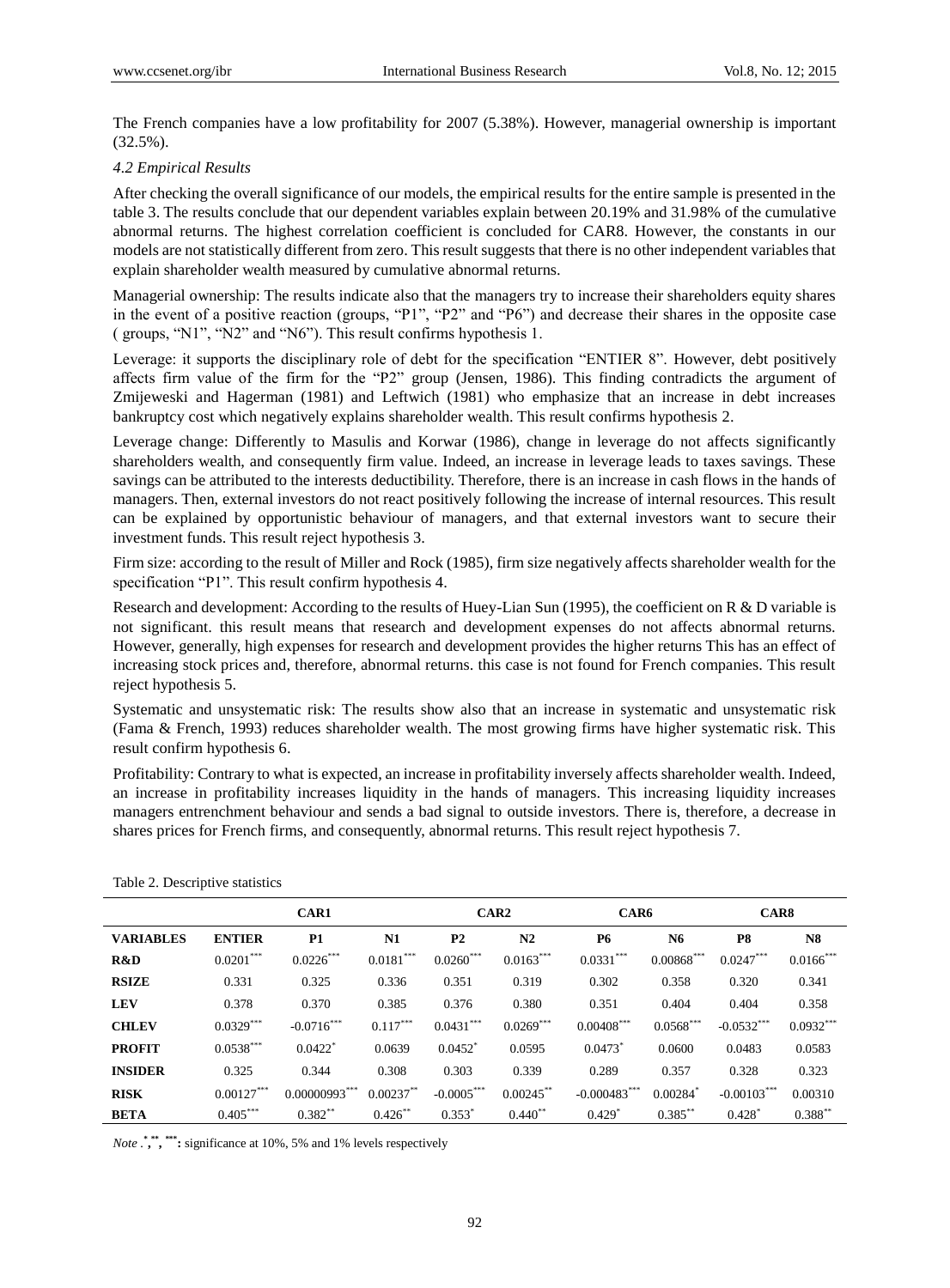The French companies have a low profitability for 2007 (5.38%). However, managerial ownership is important (32.5%).

### *4.2 Empirical Results*

After checking the overall significance of our models, the empirical results for the entire sample is presented in the table 3. The results conclude that our dependent variables explain between 20.19% and 31.98% of the cumulative abnormal returns. The highest correlation coefficient is concluded for CAR8. However, the constants in our models are not statistically different from zero. This result suggests that there is no other independent variables that explain shareholder wealth measured by cumulative abnormal returns.

Managerial ownership: The results indicate also that the managers try to increase their shareholders equity shares in the event of a positive reaction (groups, "P1", "P2" and "P6") and decrease their shares in the opposite case ( groups, "N1", "N2" and "N6"). This result confirms hypothesis 1.

Leverage: it supports the disciplinary role of debt for the specification "ENTIER 8". However, debt positively affects firm value of the firm for the "P2" group (Jensen, 1986). This finding contradicts the argument of Zmijeweski and Hagerman (1981) and Leftwich (1981) who emphasize that an increase in debt increases bankruptcy cost which negatively explains shareholder wealth. This result confirms hypothesis 2.

Leverage change: Differently to Masulis and Korwar (1986), change in leverage do not affects significantly shareholders wealth, and consequently firm value. Indeed, an increase in leverage leads to taxes savings. These savings can be attributed to the interests deductibility. Therefore, there is an increase in cash flows in the hands of managers. Then, external investors do not react positively following the increase of internal resources. This result can be explained by opportunistic behaviour of managers, and that external investors want to secure their investment funds. This result reject hypothesis 3.

Firm size: according to the result of Miller and Rock (1985), firm size negatively affects shareholder wealth for the specification "P1". This result confirm hypothesis 4.

Research and development: According to the results of Huey-Lian Sun (1995), the coefficient on R & D variable is not significant. this result means that research and development expenses do not affects abnormal returns. However, generally, high expenses for research and development provides the higher returns This has an effect of increasing stock prices and, therefore, abnormal returns. this case is not found for French companies. This result reject hypothesis 5.

Systematic and unsystematic risk: The results show also that an increase in systematic and unsystematic risk (Fama & French, 1993) reduces shareholder wealth. The most growing firms have higher systematic risk. This result confirm hypothesis 6.

Profitability: Contrary to what is expected, an increase in profitability inversely affects shareholder wealth. Indeed, an increase in profitability increases liquidity in the hands of managers. This increasing liquidity increases managers entrenchment behaviour and sends a bad signal to outside investors. There is, therefore, a decrease in shares prices for French firms, and consequently, abnormal returns. This result reject hypothesis 7.

Table 2. Descriptive statistics

| | | CAR1 | | CAR2 | | CAR6 | | CAR8 | |
|---|---|---|---|---|---|---|---|---|---|
| **VARIABLES** | **ENTIER** | **P1** | **N1** | **P2** | **N2** | **P6** | **N6** | **P8** | **N8** |
| **R&D** | 0.0201*** | 0.0226*** | 0.0181*** | 0.0260*** | 0.0163*** | 0.0331*** | 0.00868*** | 0.0247*** | 0.0166*** |
| **RSIZE** | 0.331 | 0.325 | 0.336 | 0.351 | 0.319 | 0.302 | 0.358 | 0.320 | 0.341 |
| **LEV** | 0.378 | 0.370 | 0.385 | 0.376 | 0.380 | 0.351 | 0.404 | 0.404 | 0.358 |
| **CHLEV** | 0.0329*** | -0.0716*** | 0.117*** | 0.0431*** | 0.0269*** | 0.00408*** | 0.0568*** | -0.0532*** | 0.0932*** |
| **PROFIT** | 0.0538*** | 0.0422* | 0.0639 | 0.0452* | 0.0595 | 0.0473* | 0.0600 | 0.0483 | 0.0583 |
| **INSIDER** | 0.325 | 0.344 | 0.308 | 0.303 | 0.339 | 0.289 | 0.357 | 0.328 | 0.323 |
| **RISK** | 0.00127*** | 0.00000993*** | 0.00237** | -0.0005*** | 0.00245** | -0.000483*** | 0.00284* | -0.00103*** | 0.00310 |
| **BETA** | 0.405*** | 0.382** | 0.426** | 0.353* | 0.440** | 0.429* | 0.385** | 0.428* | 0.388** |

*Note* . *,**, ***: significance at 10%, 5% and 1% levels respectively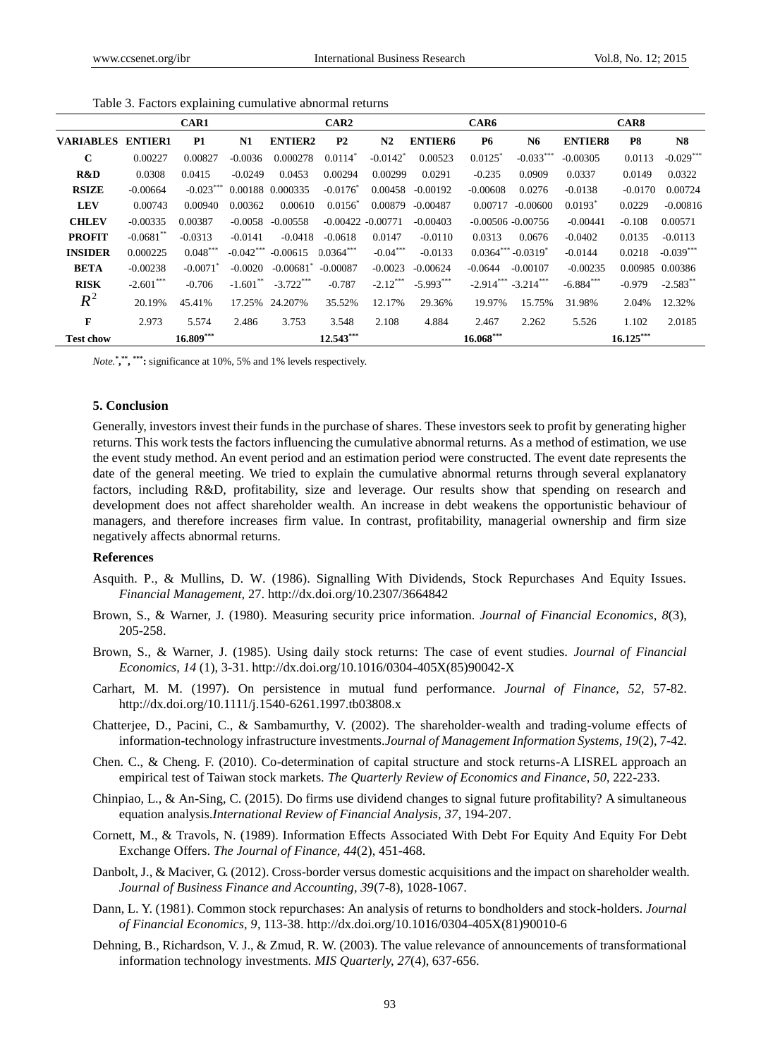Table 3. Factors explaining cumulative abnormal returns

| | CAR1 | | | CAR2 | | | CAR6 | | | CAR8 | | |
|---|---|---|---|---|---|---|---|---|---|---|---|---|
| VARIABLES | ENTIER1 | P1 | N1 | ENTIER2 | P2 | N2 | ENTIER6 | P6 | N6 | ENTIER8 | P8 | N8 |
| C | 0.00227 | 0.00827 | -0.0036 | 0.000278 | 0.0114* | -0.0142* | 0.00523 | 0.0125* | -0.033*** | -0.00305 | 0.0113 | -0.029*** |
| R&D | 0.0308 | 0.0415 | -0.0249 | 0.0453 | 0.00294 | 0.00299 | 0.0291 | -0.235 | 0.0909 | 0.0337 | 0.0149 | 0.0322 |
| RSIZE | -0.00664 | -0.023*** | 0.00188 | 0.000335 | -0.0176* | 0.00458 | -0.00192 | -0.00608 | 0.0276 | -0.0138 | -0.0170 | 0.00724 |
| LEV | 0.00743 | 0.00940 | 0.00362 | 0.00610 | 0.0156* | 0.00879 | -0.00487 | 0.00717 | -0.00600 | 0.0193* | 0.0229 | -0.00816 |
| CHLEV | -0.00335 | 0.00387 | -0.0058 | -0.00558 | -0.00422 | -0.00771 | -0.00403 | -0.00506 | -0.00756 | -0.00441 | -0.108 | 0.00571 |
| PROFIT | -0.0681** | -0.0313 | -0.0141 | -0.0418 | -0.0618 | 0.0147 | -0.0110 | 0.0313 | 0.0676 | -0.0402 | 0.0135 | -0.0113 |
| INSIDER | 0.000225 | 0.048*** | -0.042*** | -0.00615 | 0.0364*** | -0.04*** | -0.0133 | 0.0364*** | -0.0319* | -0.0144 | 0.0218 | -0.039*** |
| BETA | -0.00238 | -0.0071* | -0.0020 | -0.00681* | -0.00087 | -0.0023 | -0.00624 | -0.0644 | -0.00107 | -0.00235 | 0.00985 | 0.00386 |
| RISK | -2.601*** | -0.706 | -1.601** | -3.722*** | -0.787 | -2.12*** | -5.993*** | -2.914*** | -3.214*** | -6.884*** | -0.979 | -2.583** |
| $R^2$ | 20.19% | 45.41% | 17.25% | 24.207% | 35.52% | 12.17% | 29.36% | 19.97% | 15.75% | 31.98% | 2.04% | 12.32% |
| F | 2.973 | 5.574 | 2.486 | 3.753 | 3.548 | 2.108 | 4.884 | 2.467 | 2.262 | 5.526 | 1.102 | 2.0185 |
| Test chow | 16.809*** | | | 12.543*** | | | 16.068*** | | | 16.125*** | | |

*Note.* *, **, ***: significance at 10%, 5% and 1% levels respectively.

### 5. Conclusion

Generally, investors invest their funds in the purchase of shares. These investors seek to profit by generating higher returns. This work tests the factors influencing the cumulative abnormal returns. As a method of estimation, we use the event study method. An event period and an estimation period were constructed. The event date represents the date of the general meeting. We tried to explain the cumulative abnormal returns through several explanatory factors, including R&D, profitability, size and leverage. Our results show that spending on research and development does not affect shareholder wealth. An increase in debt weakens the opportunistic behaviour of managers, and therefore increases firm value. In contrast, profitability, managerial ownership and firm size negatively affects abnormal returns.

### References

Asquith. P., & Mullins, D. W. (1986). Signalling With Dividends, Stock Repurchases And Equity Issues. *Financial Management,* 27. http://dx.doi.org/10.2307/3664842

Brown, S., & Warner, J. (1980). Measuring security price information. *Journal of Financial Economics, 8*(3), 205-258.

Brown, S., & Warner, J. (1985). Using daily stock returns: The case of event studies. *Journal of Financial Economics, 14* (1), 3-31. http://dx.doi.org/10.1016/0304-405X(85)90042-X

Carhart, M. M. (1997). On persistence in mutual fund performance. *Journal of Finance, 52*, 57-82. http://dx.doi.org/10.1111/j.1540-6261.1997.tb03808.x

Chatterjee, D., Pacini, C., & Sambamurthy, V. (2002). The shareholder-wealth and trading-volume effects of information-technology infrastructure investments.*Journal of Management Information Systems, 19*(2), 7-42.

Chen. C., & Cheng. F. (2010). Co-determination of capital structure and stock returns-A LISREL approach an empirical test of Taiwan stock markets. *The Quarterly Review of Economics and Finance, 50*, 222-233.

Chinpiao, L., & An-Sing, C. (2015). Do firms use dividend changes to signal future profitability? A simultaneous equation analysis.*International Review of Financial Analysis, 37*, 194-207.

Cornett, M., & Travols, N. (1989). Information Effects Associated With Debt For Equity And Equity For Debt Exchange Offers. *The Journal of Finance, 44*(2), 451-468.

Danbolt, J., & Maciver, G. (2012). Cross-border versus domestic acquisitions and the impact on shareholder wealth. *Journal of Business Finance and Accounting, 39*(7-8), 1028-1067.

Dann, L. Y. (1981). Common stock repurchases: An analysis of returns to bondholders and stock-holders. *Journal of Financial Economics, 9*, 113-38. http://dx.doi.org/10.1016/0304-405X(81)90010-6

Dehning, B., Richardson, V. J., & Zmud, R. W. (2003). The value relevance of announcements of transformational information technology investments. *MIS Quarterly, 27*(4), 637-656.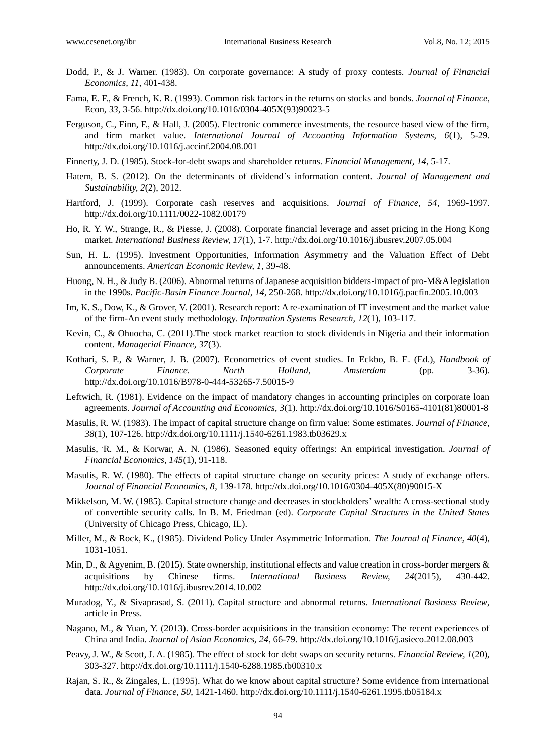Dodd, P., & J. Warner. (1983). On corporate governance: A study of proxy contests. *Journal of Financial Economics, 11*, 401-438.

Fama, E. F., & French, K. R. (1993). Common risk factors in the returns on stocks and bonds. *Journal of Finance*, Econ, *33*, 3-56. http://dx.doi.org/10.1016/0304-405X(93)90023-5

Ferguson, C., Finn, F., & Hall, J. (2005). Electronic commerce investments, the resource based view of the firm, and firm market value. *International Journal of Accounting Information Systems, 6*(1), 5-29. http://dx.doi.org/10.1016/j.accinf.2004.08.001

Finnerty, J. D. (1985). Stock-for-debt swaps and shareholder returns. *Financial Management, 14*, 5-17.

Hatem, B. S. (2012). On the determinants of dividend's information content. *Journal of Management and Sustainability, 2*(2), 2012.

Hartford, J. (1999). Corporate cash reserves and acquisitions. *Journal of Finance, 54*, 1969-1997. http://dx.doi.org/10.1111/0022-1082.00179

Ho, R. Y. W., Strange, R., & Piesse, J. (2008). Corporate financial leverage and asset pricing in the Hong Kong market. *International Business Review, 17*(1), 1-7. http://dx.doi.org/10.1016/j.ibusrev.2007.05.004

Sun, H. L. (1995). Investment Opportunities, Information Asymmetry and the Valuation Effect of Debt announcements. *American Economic Review, 1*, 39-48.

Huong, N. H., & Judy B. (2006). Abnormal returns of Japanese acquisition bidders-impact of pro-M&A legislation in the 1990s. *Pacific-Basin Finance Journal, 14*, 250-268. http://dx.doi.org/10.1016/j.pacfin.2005.10.003

Im, K. S., Dow, K., & Grover, V. (2001). Research report: A re-examination of IT investment and the market value of the firm-An event study methodology. *Information Systems Research, 12*(1), 103-117.

Kevin, C., & Ohuocha, C. (2011).The stock market reaction to stock dividends in Nigeria and their information content. *Managerial Finance, 37*(3).

Kothari, S. P., & Warner, J. B. (2007). Econometrics of event studies. In Eckbo, B. E. (Ed.), *Handbook of Corporate Finance. North Holland, Amsterdam* (pp. 3-36). http://dx.doi.org/10.1016/B978-0-444-53265-7.50015-9

Leftwich, R. (1981). Evidence on the impact of mandatory changes in accounting principles on corporate loan agreements. *Journal of Accounting and Economics, 3*(1). http://dx.doi.org/10.1016/S0165-4101(81)80001-8

Masulis, R. W. (1983). The impact of capital structure change on firm value: Some estimates. *Journal of Finance, 38*(1), 107-126. http://dx.doi.org/10.1111/j.1540-6261.1983.tb03629.x

Masulis, R. M., & Korwar, A. N. (1986). Seasoned equity offerings: An empirical investigation. *Journal of Financial Economics, 145*(1), 91-118.

Masulis, R. W. (1980). The effects of capital structure change on security prices: A study of exchange offers. *Journal of Financial Economics, 8*, 139-178. http://dx.doi.org/10.1016/0304-405X(80)90015-X

Mikkelson, M. W. (1985). Capital structure change and decreases in stockholders' wealth: A cross-sectional study of convertible security calls. In B. M. Friedman (ed). *Corporate Capital Structures in the United States* (University of Chicago Press, Chicago, IL).

Miller, M., & Rock, K., (1985). Dividend Policy Under Asymmetric Information. *The Journal of Finance, 40*(4), 1031-1051.

Min, D., & Agyenim, B. (2015). State ownership, institutional effects and value creation in cross-border mergers & acquisitions by Chinese firms. *International Business Review, 24*(2015), 430-442. http://dx.doi.org/10.1016/j.ibusrev.2014.10.002

Muradog, Y., & Sivaprasad, S. (2011). Capital structure and abnormal returns. *International Business Review*, article in Press.

Nagano, M., & Yuan, Y. (2013). Cross-border acquisitions in the transition economy: The recent experiences of China and India. *Journal of Asian Economics, 24*, 66-79. http://dx.doi.org/10.1016/j.asieco.2012.08.003

Peavy, J. W., & Scott, J. A. (1985). The effect of stock for debt swaps on security returns. *Financial Review, 1*(20), 303-327. http://dx.doi.org/10.1111/j.1540-6288.1985.tb00310.x

Rajan, S. R., & Zingales, L. (1995). What do we know about capital structure? Some evidence from international data. *Journal of Finance, 50*, 1421-1460. http://dx.doi.org/10.1111/j.1540-6261.1995.tb05184.x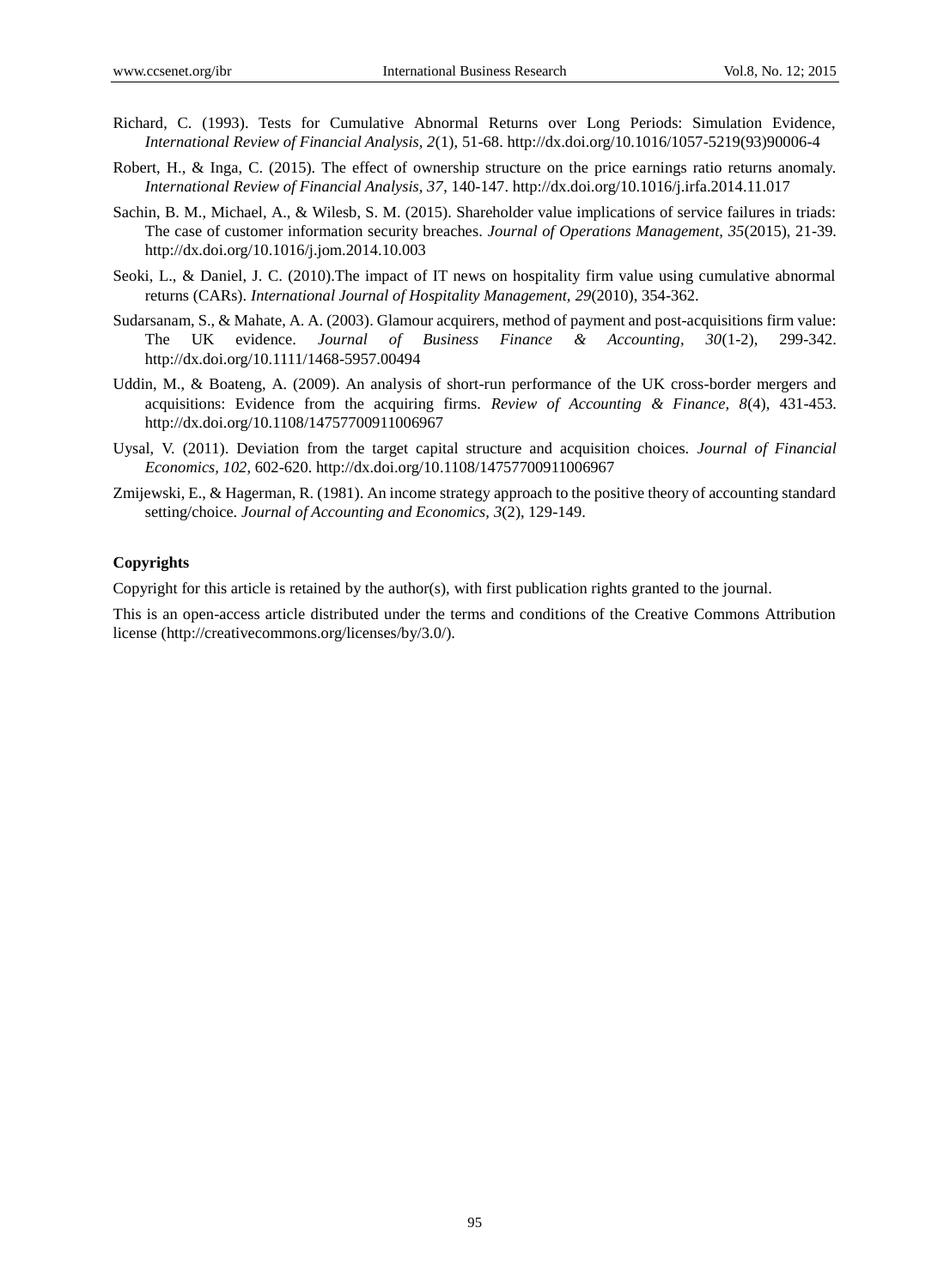Richard, C. (1993). Tests for Cumulative Abnormal Returns over Long Periods: Simulation Evidence, *International Review of Financial Analysis*, *2*(1), 51-68. http://dx.doi.org/10.1016/1057-5219(93)90006-4

Robert, H., & Inga, C. (2015). The effect of ownership structure on the price earnings ratio returns anomaly. *International Review of Financial Analysis, 37*, 140-147. http://dx.doi.org/10.1016/j.irfa.2014.11.017

Sachin, B. M., Michael, A., & Wilesb, S. M. (2015). Shareholder value implications of service failures in triads: The case of customer information security breaches. *Journal of Operations Management, 35*(2015), 21-39. http://dx.doi.org/10.1016/j.jom.2014.10.003

Seoki, L., & Daniel, J. C. (2010).The impact of IT news on hospitality firm value using cumulative abnormal returns (CARs). *International Journal of Hospitality Management, 29*(2010), 354-362.

Sudarsanam, S., & Mahate, A. A. (2003). Glamour acquirers, method of payment and post-acquisitions firm value: The UK evidence. *Journal of Business Finance & Accounting, 30*(1-2), 299-342. http://dx.doi.org/10.1111/1468-5957.00494

Uddin, M., & Boateng, A. (2009). An analysis of short-run performance of the UK cross-border mergers and acquisitions: Evidence from the acquiring firms. *Review of Accounting & Finance, 8*(4), 431-453. http://dx.doi.org/10.1108/14757700911006967

Uysal, V. (2011). Deviation from the target capital structure and acquisition choices. *Journal of Financial Economics, 102*, 602-620. http://dx.doi.org/10.1108/14757700911006967

Zmijewski, E., & Hagerman, R. (1981). An income strategy approach to the positive theory of accounting standard setting/choice. *Journal of Accounting and Economics, 3*(2), 129-149.

**Copyrights**

Copyright for this article is retained by the author(s), with first publication rights granted to the journal.

This is an open-access article distributed under the terms and conditions of the Creative Commons Attribution license (http://creativecommons.org/licenses/by/3.0/).